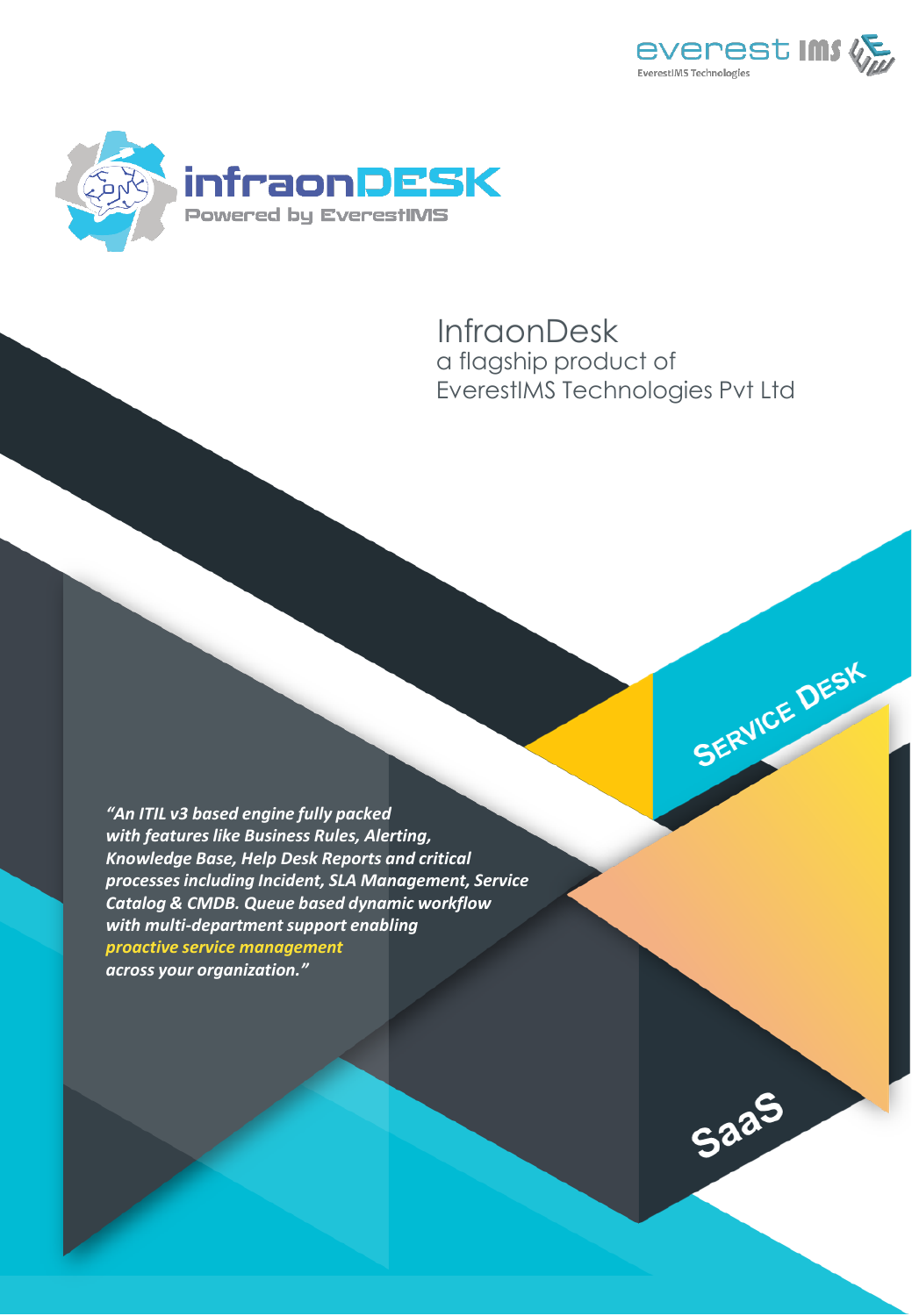everest IMS
EverestIMS Technologies

# infraonDESK

Powered by EverestIMS

InfraonDesk
a flagship product of
EverestIMS Technologies Pvt Ltd

SERVICE DESK

*"An ITIL v3 based engine fully packed with features like Business Rules, Alerting, Knowledge Base, Help Desk Reports and critical processes including Incident, SLA Management, Service Catalog & CMDB. Queue based dynamic workflow with multi-department support enabling **proactive service management** across your organization."*

SaaS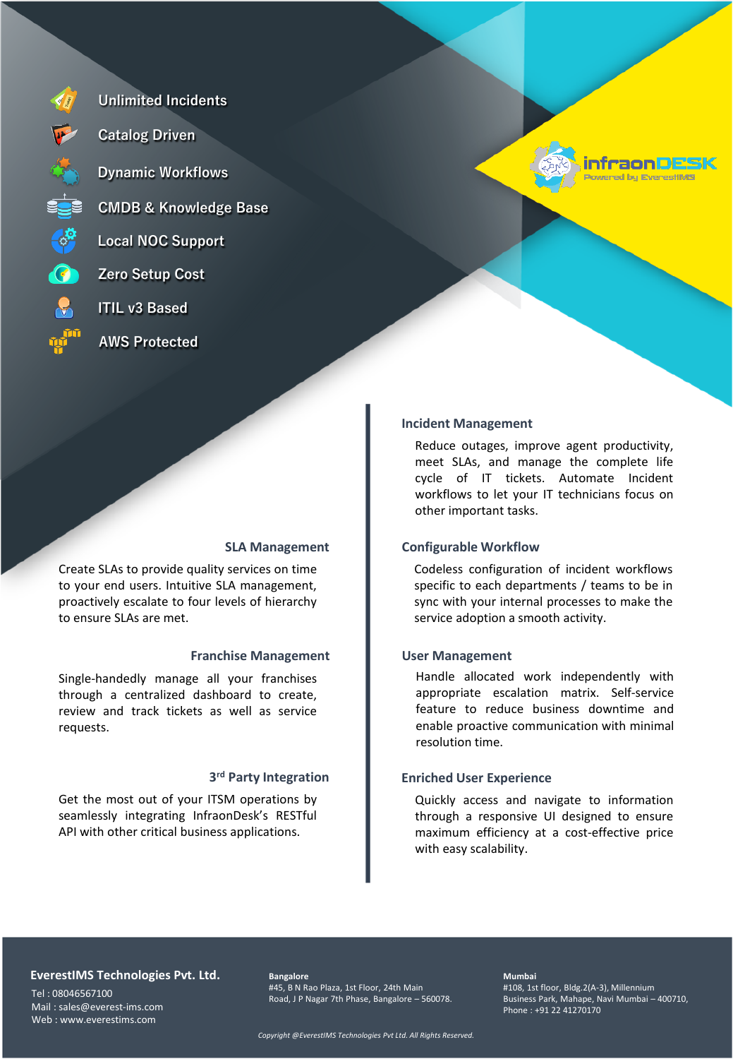- Unlimited Incidents
- Catalog Driven
- Dynamic Workflows
- CMDB & Knowledge Base
- Local NOC Support
- Zero Setup Cost
- ITIL v3 Based
- AWS Protected

infraonDESK
Powered by EverestIMS

### Incident Management

Reduce outages, improve agent productivity, meet SLAs, and manage the complete life cycle of IT tickets. Automate Incident workflows to let your IT technicians focus on other important tasks.

### Configurable Workflow

Codeless configuration of incident workflows specific to each departments / teams to be in sync with your internal processes to make the service adoption a smooth activity.

### User Management

Handle allocated work independently with appropriate escalation matrix. Self-service feature to reduce business downtime and enable proactive communication with minimal resolution time.

### Enriched User Experience

Quickly access and navigate to information through a responsive UI designed to ensure maximum efficiency at a cost-effective price with easy scalability.

### SLA Management

Create SLAs to provide quality services on time to your end users. Intuitive SLA management, proactively escalate to four levels of hierarchy to ensure SLAs are met.

### Franchise Management

Single-handedly manage all your franchises through a centralized dashboard to create, review and track tickets as well as service requests.

### 3rd Party Integration

Get the most out of your ITSM operations by seamlessly integrating InfraonDesk's RESTful API with other critical business applications.

---

**EverestIMS Technologies Pvt. Ltd.**
Tel : 08046567100
Mail : sales@everest-ims.com
Web : www.everestims.com

**Bangalore**
#45, B N Rao Plaza, 1st Floor, 24th Main Road, J P Nagar 7th Phase, Bangalore – 560078.

**Mumbai**
#108, 1st floor, Bldg.2(A-3), Millennium Business Park, Mahape, Navi Mumbai – 400710,
Phone : +91 22 41270170

*Copyright @EverestIMS Technologies Pvt Ltd. All Rights Reserved.*